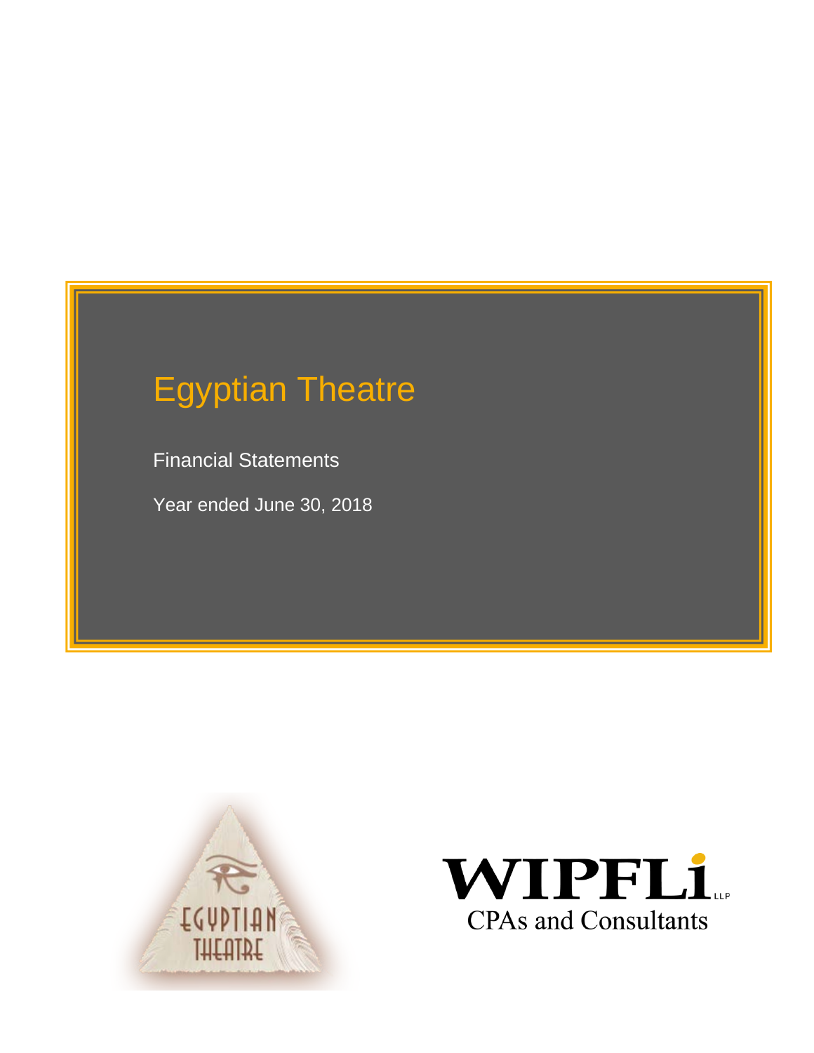# Egyptian Theatre

Financial Statements

Year ended June 30, 2018

EGYPTIAN THEATRE

WIPFLi LLP
CPAs and Consultants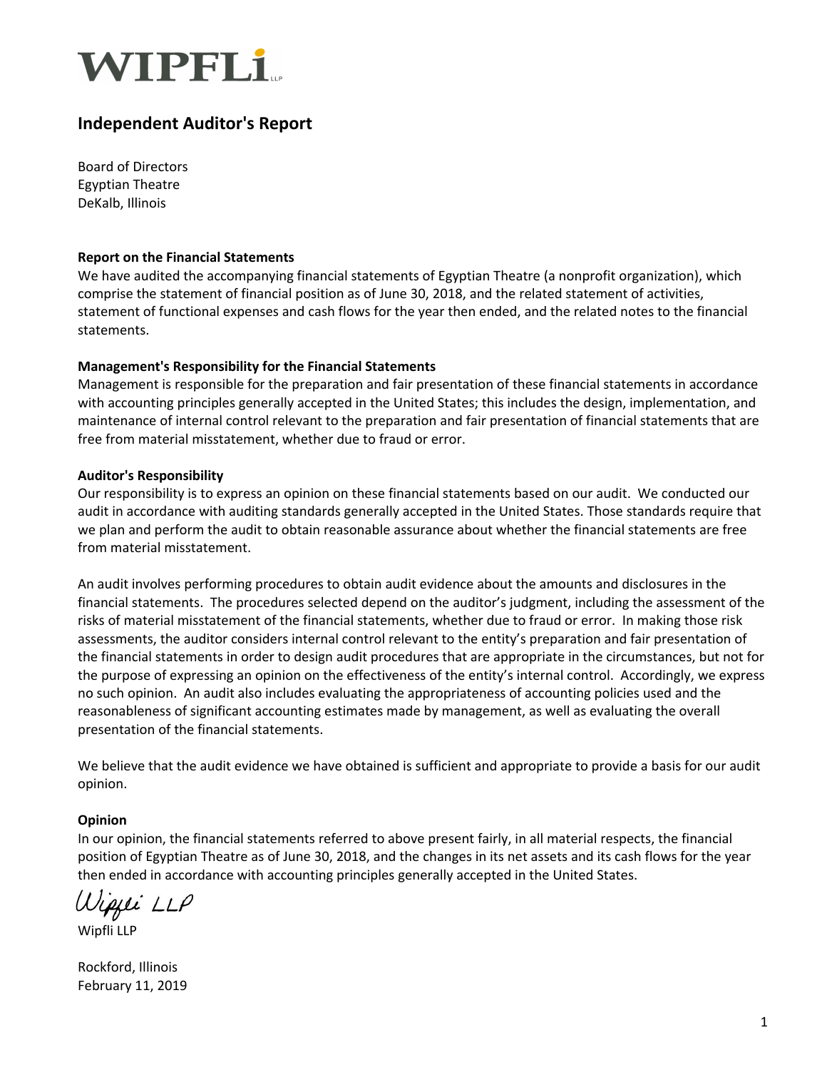WIPFLi LLP

# Independent Auditor's Report

Board of Directors
Egyptian Theatre
DeKalb, Illinois

**Report on the Financial Statements**
We have audited the accompanying financial statements of Egyptian Theatre (a nonprofit organization), which comprise the statement of financial position as of June 30, 2018, and the related statement of activities, statement of functional expenses and cash flows for the year then ended, and the related notes to the financial statements.

**Management's Responsibility for the Financial Statements**
Management is responsible for the preparation and fair presentation of these financial statements in accordance with accounting principles generally accepted in the United States; this includes the design, implementation, and maintenance of internal control relevant to the preparation and fair presentation of financial statements that are free from material misstatement, whether due to fraud or error.

**Auditor's Responsibility**
Our responsibility is to express an opinion on these financial statements based on our audit. We conducted our audit in accordance with auditing standards generally accepted in the United States. Those standards require that we plan and perform the audit to obtain reasonable assurance about whether the financial statements are free from material misstatement.

An audit involves performing procedures to obtain audit evidence about the amounts and disclosures in the financial statements. The procedures selected depend on the auditor's judgment, including the assessment of the risks of material misstatement of the financial statements, whether due to fraud or error. In making those risk assessments, the auditor considers internal control relevant to the entity's preparation and fair presentation of the financial statements in order to design audit procedures that are appropriate in the circumstances, but not for the purpose of expressing an opinion on the effectiveness of the entity's internal control. Accordingly, we express no such opinion. An audit also includes evaluating the appropriateness of accounting policies used and the reasonableness of significant accounting estimates made by management, as well as evaluating the overall presentation of the financial statements.

We believe that the audit evidence we have obtained is sufficient and appropriate to provide a basis for our audit opinion.

**Opinion**
In our opinion, the financial statements referred to above present fairly, in all material respects, the financial position of Egyptian Theatre as of June 30, 2018, and the changes in its net assets and its cash flows for the year then ended in accordance with accounting principles generally accepted in the United States.

*Wipfli LLP*

Wipfli LLP

Rockford, Illinois
February 11, 2019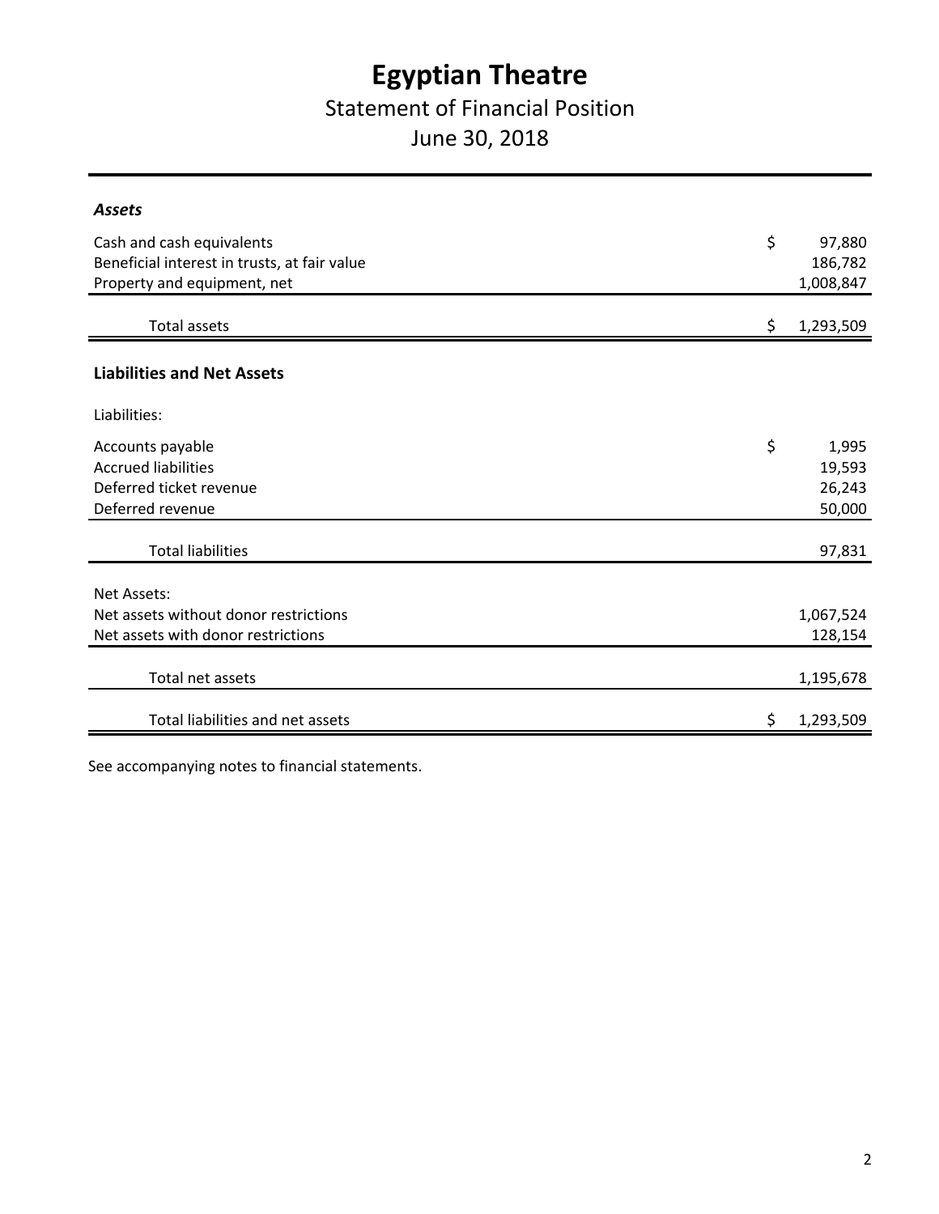# Egyptian Theatre

## Statement of Financial Position

## June 30, 2018

| | |
|---|---|
| ***Assets*** | |
| Cash and cash equivalents | $ 97,880 |
| Beneficial interest in trusts, at fair value | 186,782 |
| Property and equipment, net | 1,008,847 |
| Total assets | $ 1,293,509 |
| **Liabilities and Net Assets** | |
| Liabilities: | |
| Accounts payable | $ 1,995 |
| Accrued liabilities | 19,593 |
| Deferred ticket revenue | 26,243 |
| Deferred revenue | 50,000 |
| Total liabilities | 97,831 |
| Net Assets: | |
| Net assets without donor restrictions | 1,067,524 |
| Net assets with donor restrictions | 128,154 |
| Total net assets | 1,195,678 |
| Total liabilities and net assets | $ 1,293,509 |

See accompanying notes to financial statements.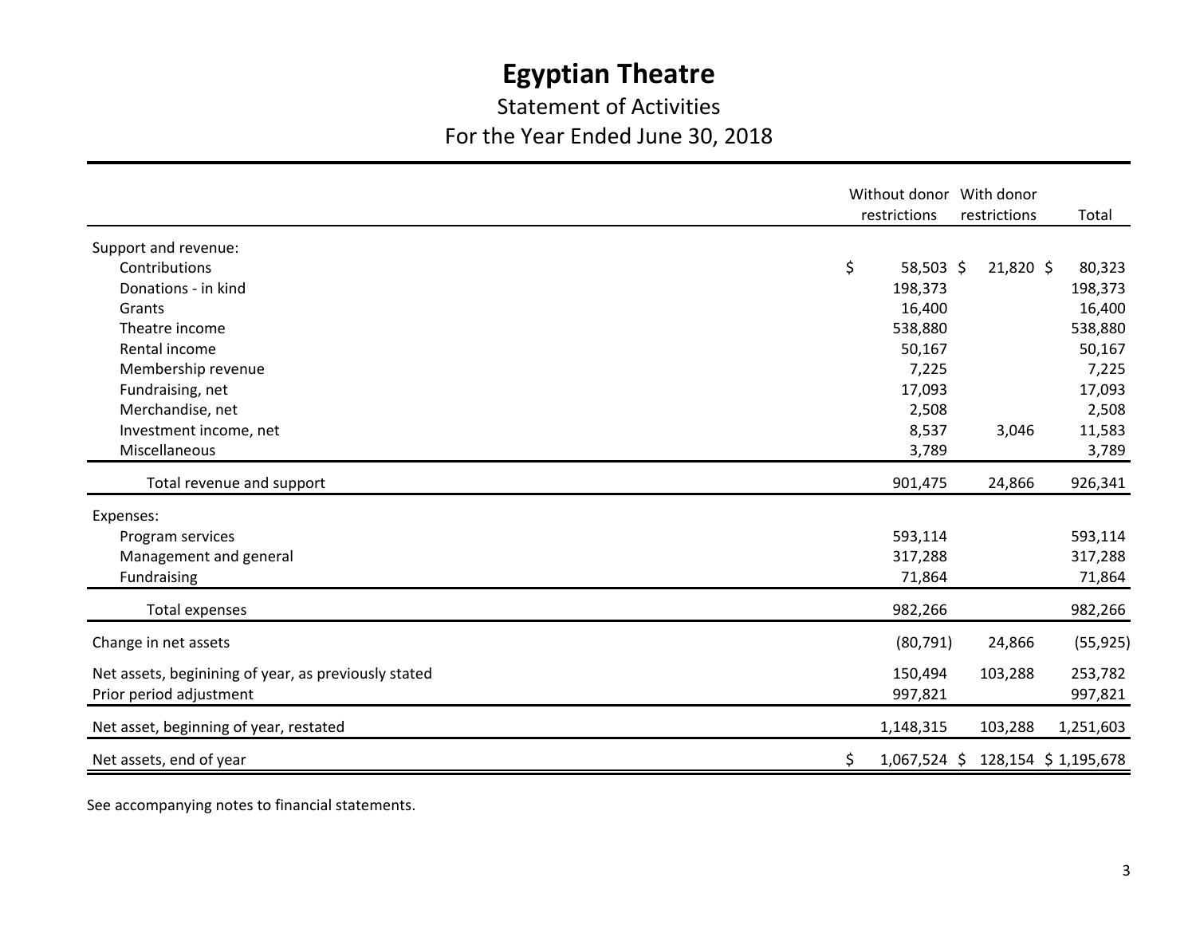# Egyptian Theatre

## Statement of Activities

## For the Year Ended June 30, 2018

| | Without donor restrictions | With donor restrictions | Total |
|---|---|---|---|
| Support and revenue: | | | |
| Contributions | $ 58,503 | $ 21,820 | $ 80,323 |
| Donations - in kind | 198,373 | | 198,373 |
| Grants | 16,400 | | 16,400 |
| Theatre income | 538,880 | | 538,880 |
| Rental income | 50,167 | | 50,167 |
| Membership revenue | 7,225 | | 7,225 |
| Fundraising, net | 17,093 | | 17,093 |
| Merchandise, net | 2,508 | | 2,508 |
| Investment income, net | 8,537 | 3,046 | 11,583 |
| Miscellaneous | 3,789 | | 3,789 |
| Total revenue and support | 901,475 | 24,866 | 926,341 |
| Expenses: | | | |
| Program services | 593,114 | | 593,114 |
| Management and general | 317,288 | | 317,288 |
| Fundraising | 71,864 | | 71,864 |
| Total expenses | 982,266 | | 982,266 |
| Change in net assets | (80,791) | 24,866 | (55,925) |
| Net assets, beginining of year, as previously stated | 150,494 | 103,288 | 253,782 |
| Prior period adjustment | 997,821 | | 997,821 |
| Net asset, beginning of year, restated | 1,148,315 | 103,288 | 1,251,603 |
| Net assets, end of year | $ 1,067,524 | $ 128,154 | $ 1,195,678 |

See accompanying notes to financial statements.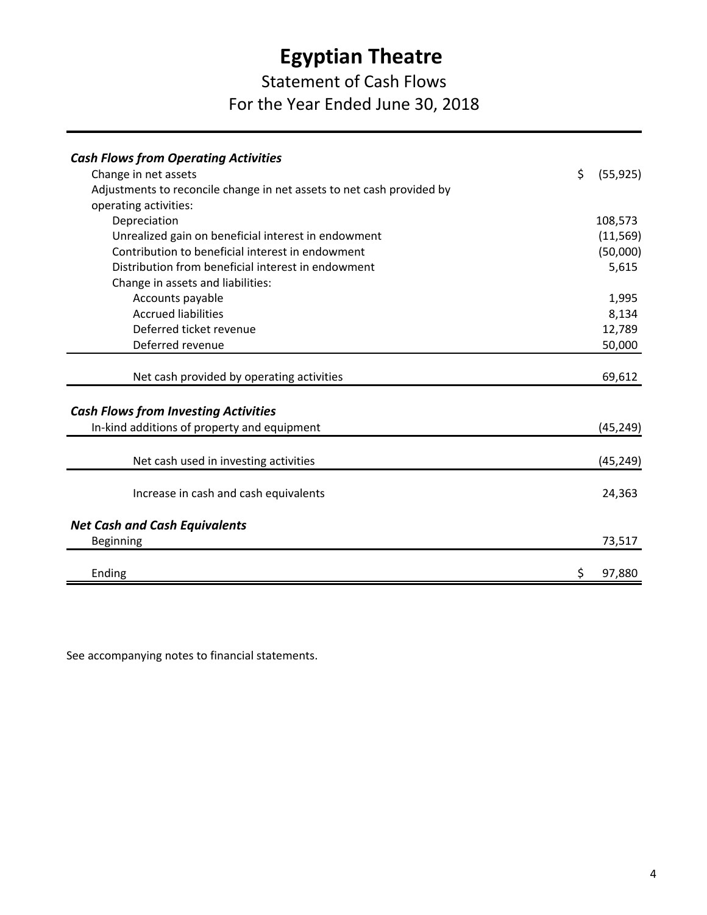# Egyptian Theatre

## Statement of Cash Flows

## For the Year Ended June 30, 2018

| | |
|---|---|
| ***Cash Flows from Operating Activities*** | |
| Change in net assets | $ (55,925) |
| Adjustments to reconcile change in net assets to net cash provided by operating activities: | |
| Depreciation | 108,573 |
| Unrealized gain on beneficial interest in endowment | (11,569) |
| Contribution to beneficial interest in endowment | (50,000) |
| Distribution from beneficial interest in endowment | 5,615 |
| Change in assets and liabilities: | |
| Accounts payable | 1,995 |
| Accrued liabilities | 8,134 |
| Deferred ticket revenue | 12,789 |
| Deferred revenue | 50,000 |
| Net cash provided by operating activities | 69,612 |
| ***Cash Flows from Investing Activities*** | |
| In-kind additions of property and equipment | (45,249) |
| Net cash used in investing activities | (45,249) |
| Increase in cash and cash equivalents | 24,363 |
| ***Net Cash and Cash Equivalents*** | |
| Beginning | 73,517 |
| Ending | $ 97,880 |

See accompanying notes to financial statements.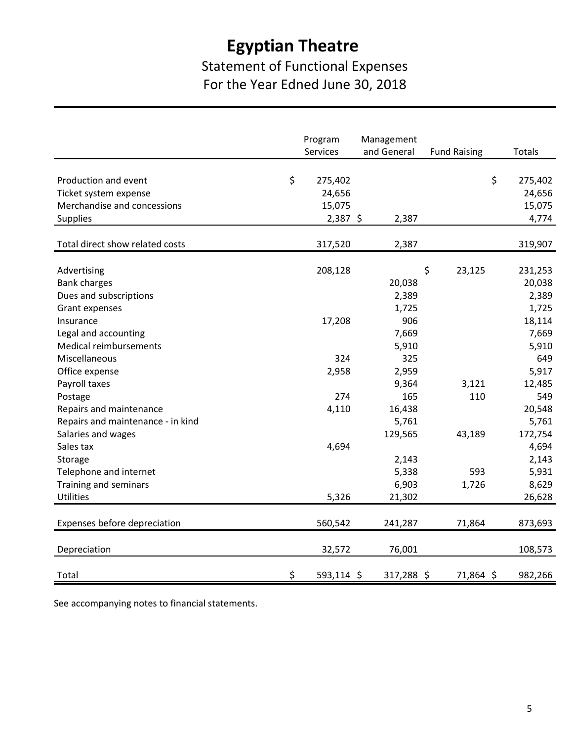# Egyptian Theatre

## Statement of Functional Expenses

## For the Year Edned June 30, 2018

| | Program Services | Management and General | Fund Raising | Totals |
|---|---|---|---|---|
| Production and event | $ 275,402 | | | $ 275,402 |
| Ticket system expense | 24,656 | | | 24,656 |
| Merchandise and concessions | 15,075 | | | 15,075 |
| Supplies | 2,387 | $ 2,387 | | 4,774 |
| Total direct show related costs | 317,520 | 2,387 | | 319,907 |
| Advertising | 208,128 | | $ 23,125 | 231,253 |
| Bank charges | | 20,038 | | 20,038 |
| Dues and subscriptions | | 2,389 | | 2,389 |
| Grant expenses | | 1,725 | | 1,725 |
| Insurance | 17,208 | 906 | | 18,114 |
| Legal and accounting | | 7,669 | | 7,669 |
| Medical reimbursements | | 5,910 | | 5,910 |
| Miscellaneous | 324 | 325 | | 649 |
| Office expense | 2,958 | 2,959 | | 5,917 |
| Payroll taxes | | 9,364 | 3,121 | 12,485 |
| Postage | 274 | 165 | 110 | 549 |
| Repairs and maintenance | 4,110 | 16,438 | | 20,548 |
| Repairs and maintenance - in kind | | 5,761 | | 5,761 |
| Salaries and wages | | 129,565 | 43,189 | 172,754 |
| Sales tax | 4,694 | | | 4,694 |
| Storage | | 2,143 | | 2,143 |
| Telephone and internet | | 5,338 | 593 | 5,931 |
| Training and seminars | | 6,903 | 1,726 | 8,629 |
| Utilities | 5,326 | 21,302 | | 26,628 |
| Expenses before depreciation | 560,542 | 241,287 | 71,864 | 873,693 |
| Depreciation | 32,572 | 76,001 | | 108,573 |
| Total | $ 593,114 | $ 317,288 | $ 71,864 | $ 982,266 |

See accompanying notes to financial statements.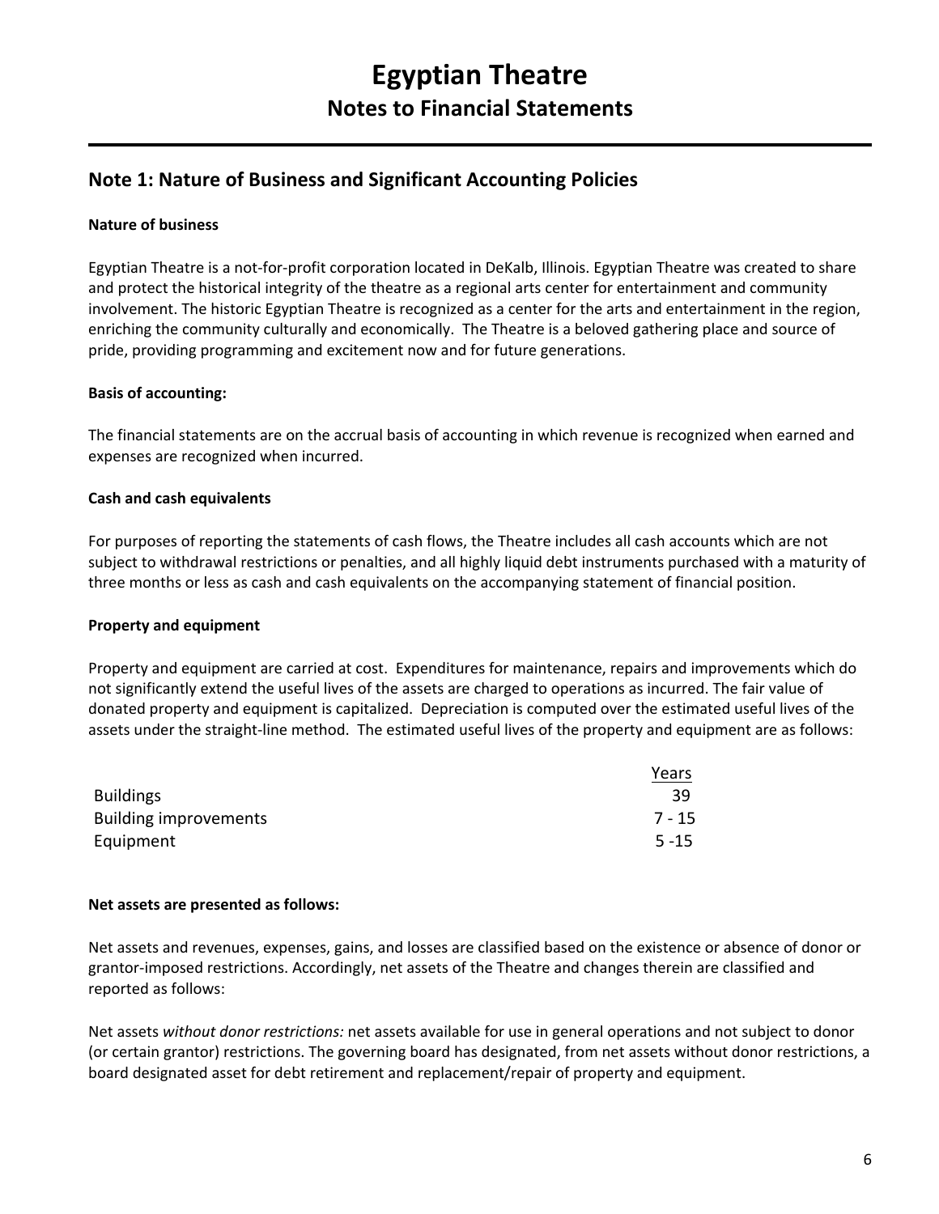# Egyptian Theatre

## Notes to Financial Statements

## Note 1: Nature of Business and Significant Accounting Policies

**Nature of business**

Egyptian Theatre is a not-for-profit corporation located in DeKalb, Illinois. Egyptian Theatre was created to share and protect the historical integrity of the theatre as a regional arts center for entertainment and community involvement. The historic Egyptian Theatre is recognized as a center for the arts and entertainment in the region, enriching the community culturally and economically. The Theatre is a beloved gathering place and source of pride, providing programming and excitement now and for future generations.

**Basis of accounting:**

The financial statements are on the accrual basis of accounting in which revenue is recognized when earned and expenses are recognized when incurred.

**Cash and cash equivalents**

For purposes of reporting the statements of cash flows, the Theatre includes all cash accounts which are not subject to withdrawal restrictions or penalties, and all highly liquid debt instruments purchased with a maturity of three months or less as cash and cash equivalents on the accompanying statement of financial position.

**Property and equipment**

Property and equipment are carried at cost. Expenditures for maintenance, repairs and improvements which do not significantly extend the useful lives of the assets are charged to operations as incurred. The fair value of donated property and equipment is capitalized. Depreciation is computed over the estimated useful lives of the assets under the straight-line method. The estimated useful lives of the property and equipment are as follows:

| | Years |
|---|---|
| Buildings | 39 |
| Building improvements | 7 - 15 |
| Equipment | 5 -15 |

**Net assets are presented as follows:**

Net assets and revenues, expenses, gains, and losses are classified based on the existence or absence of donor or grantor-imposed restrictions. Accordingly, net assets of the Theatre and changes therein are classified and reported as follows:

Net assets *without donor restrictions:* net assets available for use in general operations and not subject to donor (or certain grantor) restrictions. The governing board has designated, from net assets without donor restrictions, a board designated asset for debt retirement and replacement/repair of property and equipment.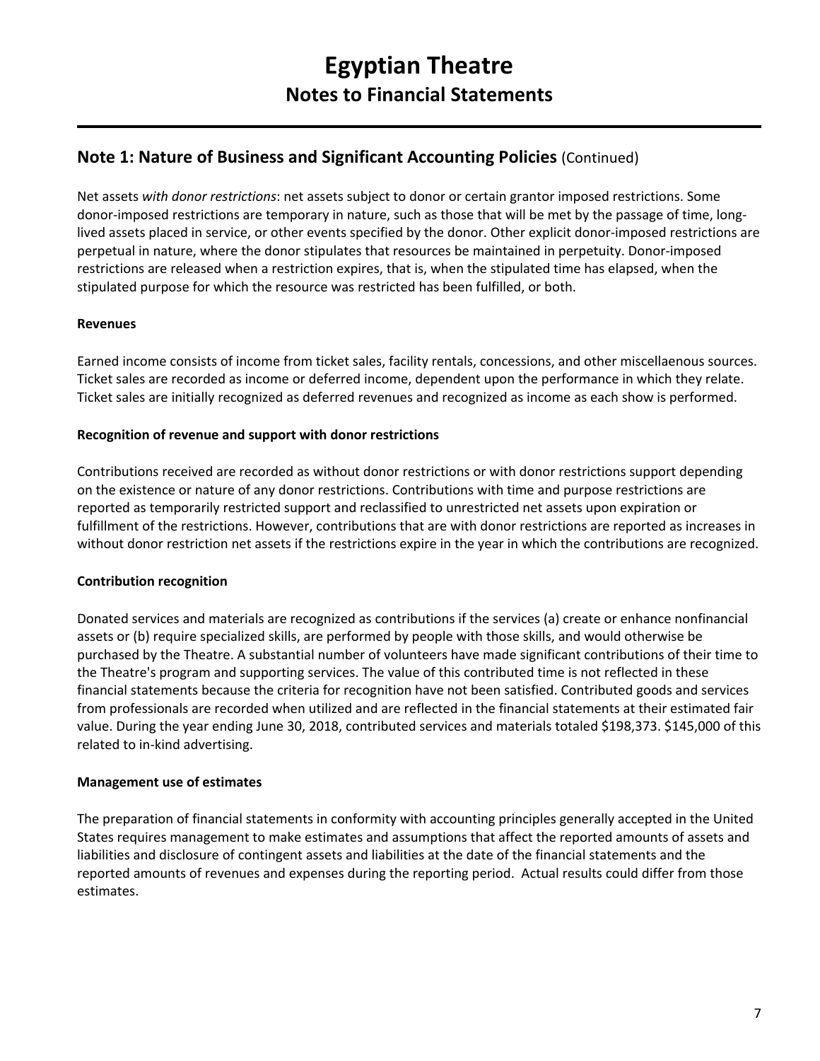# Egyptian Theatre
## Notes to Financial Statements

## Note 1: Nature of Business and Significant Accounting Policies (Continued)

Net assets *with donor restrictions*: net assets subject to donor or certain grantor imposed restrictions. Some donor-imposed restrictions are temporary in nature, such as those that will be met by the passage of time, long-lived assets placed in service, or other events specified by the donor. Other explicit donor-imposed restrictions are perpetual in nature, where the donor stipulates that resources be maintained in perpetuity. Donor-imposed restrictions are released when a restriction expires, that is, when the stipulated time has elapsed, when the stipulated purpose for which the resource was restricted has been fulfilled, or both.

**Revenues**

Earned income consists of income from ticket sales, facility rentals, concessions, and other miscellaenous sources. Ticket sales are recorded as income or deferred income, dependent upon the performance in which they relate. Ticket sales are initially recognized as deferred revenues and recognized as income as each show is performed.

**Recognition of revenue and support with donor restrictions**

Contributions received are recorded as without donor restrictions or with donor restrictions support depending on the existence or nature of any donor restrictions. Contributions with time and purpose restrictions are reported as temporarily restricted support and reclassified to unrestricted net assets upon expiration or fulfillment of the restrictions. However, contributions that are with donor restrictions are reported as increases in without donor restriction net assets if the restrictions expire in the year in which the contributions are recognized.

**Contribution recognition**

Donated services and materials are recognized as contributions if the services (a) create or enhance nonfinancial assets or (b) require specialized skills, are performed by people with those skills, and would otherwise be purchased by the Theatre. A substantial number of volunteers have made significant contributions of their time to the Theatre's program and supporting services. The value of this contributed time is not reflected in these financial statements because the criteria for recognition have not been satisfied. Contributed goods and services from professionals are recorded when utilized and are reflected in the financial statements at their estimated fair value. During the year ending June 30, 2018, contributed services and materials totaled $198,373. $145,000 of this related to in-kind advertising.

**Management use of estimates**

The preparation of financial statements in conformity with accounting principles generally accepted in the United States requires management to make estimates and assumptions that affect the reported amounts of assets and liabilities and disclosure of contingent assets and liabilities at the date of the financial statements and the reported amounts of revenues and expenses during the reporting period. Actual results could differ from those estimates.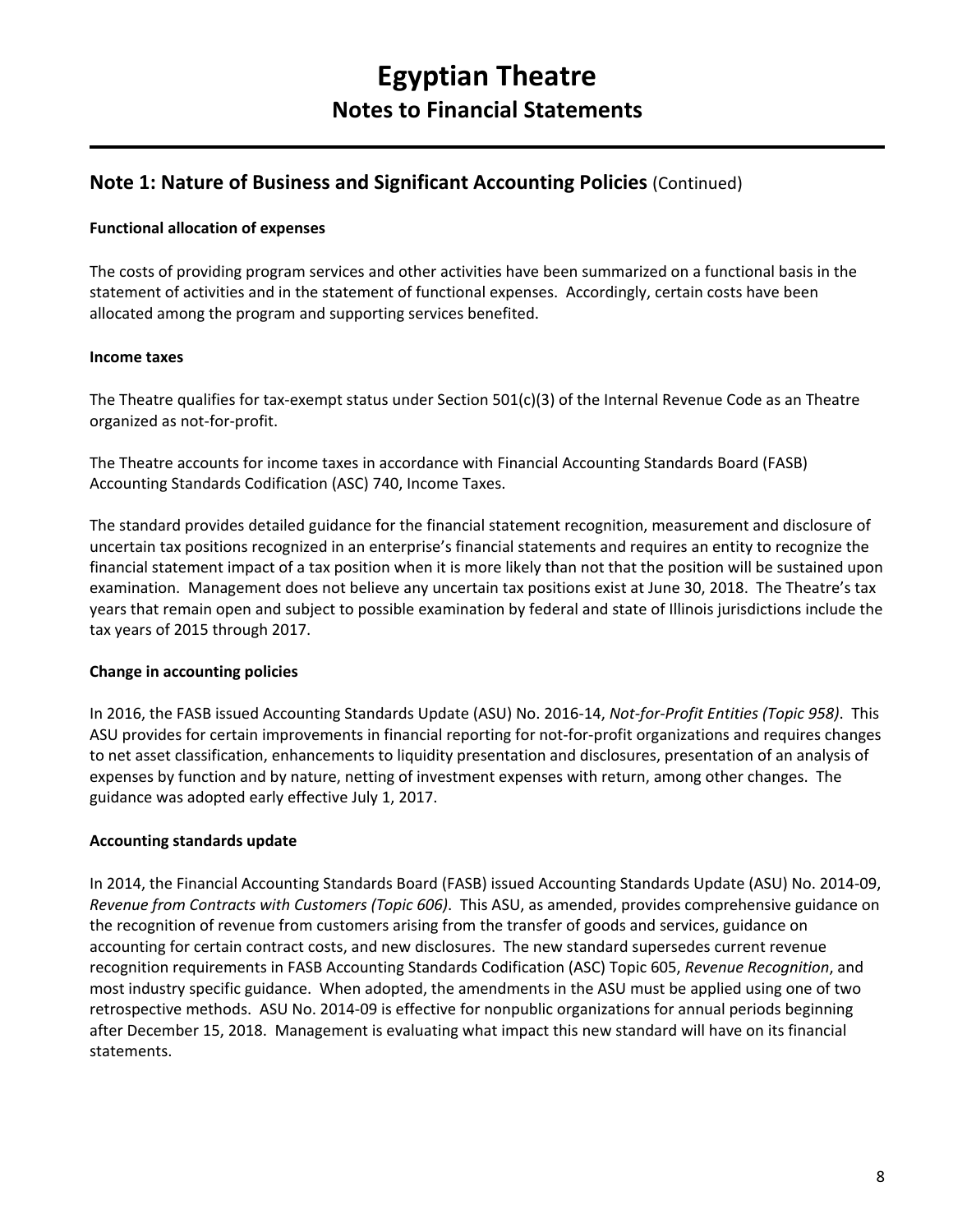# Egyptian Theatre

## Notes to Financial Statements

## Note 1: Nature of Business and Significant Accounting Policies (Continued)

**Functional allocation of expenses**

The costs of providing program services and other activities have been summarized on a functional basis in the statement of activities and in the statement of functional expenses. Accordingly, certain costs have been allocated among the program and supporting services benefited.

**Income taxes**

The Theatre qualifies for tax-exempt status under Section 501(c)(3) of the Internal Revenue Code as an Theatre organized as not-for-profit.

The Theatre accounts for income taxes in accordance with Financial Accounting Standards Board (FASB) Accounting Standards Codification (ASC) 740, Income Taxes.

The standard provides detailed guidance for the financial statement recognition, measurement and disclosure of uncertain tax positions recognized in an enterprise's financial statements and requires an entity to recognize the financial statement impact of a tax position when it is more likely than not that the position will be sustained upon examination. Management does not believe any uncertain tax positions exist at June 30, 2018. The Theatre's tax years that remain open and subject to possible examination by federal and state of Illinois jurisdictions include the tax years of 2015 through 2017.

**Change in accounting policies**

In 2016, the FASB issued Accounting Standards Update (ASU) No. 2016-14, *Not-for-Profit Entities (Topic 958)*. This ASU provides for certain improvements in financial reporting for not-for-profit organizations and requires changes to net asset classification, enhancements to liquidity presentation and disclosures, presentation of an analysis of expenses by function and by nature, netting of investment expenses with return, among other changes. The guidance was adopted early effective July 1, 2017.

**Accounting standards update**

In 2014, the Financial Accounting Standards Board (FASB) issued Accounting Standards Update (ASU) No. 2014-09, *Revenue from Contracts with Customers (Topic 606)*. This ASU, as amended, provides comprehensive guidance on the recognition of revenue from customers arising from the transfer of goods and services, guidance on accounting for certain contract costs, and new disclosures. The new standard supersedes current revenue recognition requirements in FASB Accounting Standards Codification (ASC) Topic 605, *Revenue Recognition*, and most industry specific guidance. When adopted, the amendments in the ASU must be applied using one of two retrospective methods. ASU No. 2014-09 is effective for nonpublic organizations for annual periods beginning after December 15, 2018. Management is evaluating what impact this new standard will have on its financial statements.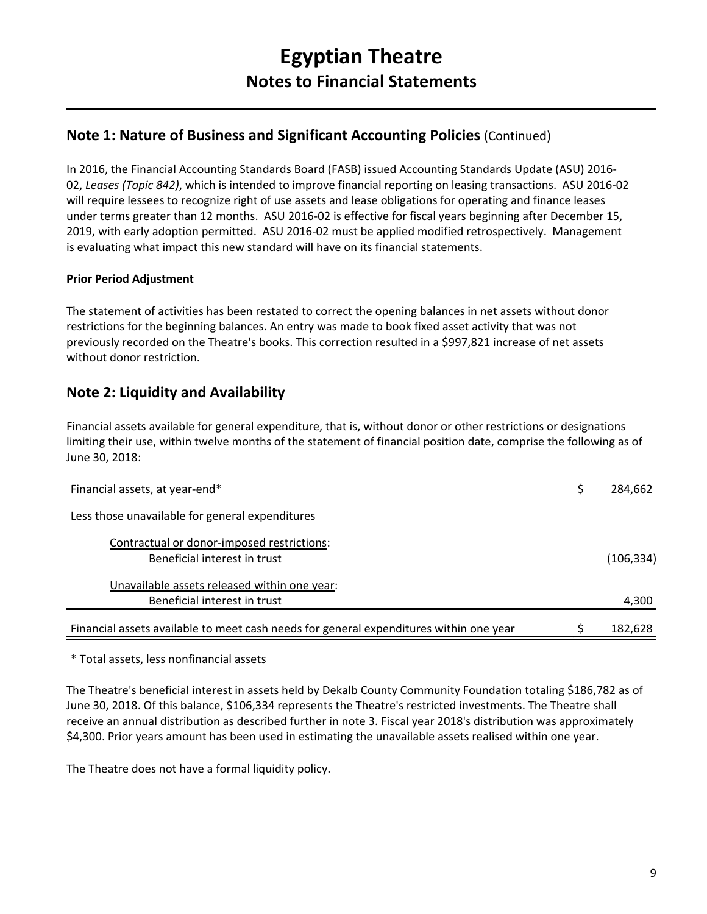# Egyptian Theatre
## Notes to Financial Statements

## Note 1: Nature of Business and Significant Accounting Policies (Continued)

In 2016, the Financial Accounting Standards Board (FASB) issued Accounting Standards Update (ASU) 2016-02, *Leases (Topic 842)*, which is intended to improve financial reporting on leasing transactions. ASU 2016-02 will require lessees to recognize right of use assets and lease obligations for operating and finance leases under terms greater than 12 months. ASU 2016-02 is effective for fiscal years beginning after December 15, 2019, with early adoption permitted. ASU 2016-02 must be applied modified retrospectively. Management is evaluating what impact this new standard will have on its financial statements.

**Prior Period Adjustment**

The statement of activities has been restated to correct the opening balances in net assets without donor restrictions for the beginning balances. An entry was made to book fixed asset activity that was not previously recorded on the Theatre's books. This correction resulted in a $997,821 increase of net assets without donor restriction.

## Note 2: Liquidity and Availability

Financial assets available for general expenditure, that is, without donor or other restrictions or designations limiting their use, within twelve months of the statement of financial position date, comprise the following as of June 30, 2018:

| | | |
|---|---|---|
| Financial assets, at year-end* | $ | 284,662 |
| Less those unavailable for general expenditures | | |
| Contractual or donor-imposed restrictions: | | |
| Beneficial interest in trust | | (106,334) |
| Unavailable assets released within one year: | | |
| Beneficial interest in trust | | 4,300 |
| Financial assets available to meet cash needs for general expenditures within one year | $ | 182,628 |

\* Total assets, less nonfinancial assets

The Theatre's beneficial interest in assets held by Dekalb County Community Foundation totaling $186,782 as of June 30, 2018. Of this balance, $106,334 represents the Theatre's restricted investments. The Theatre shall receive an annual distribution as described further in note 3. Fiscal year 2018's distribution was approximately $4,300. Prior years amount has been used in estimating the unavailable assets realised within one year.

The Theatre does not have a formal liquidity policy.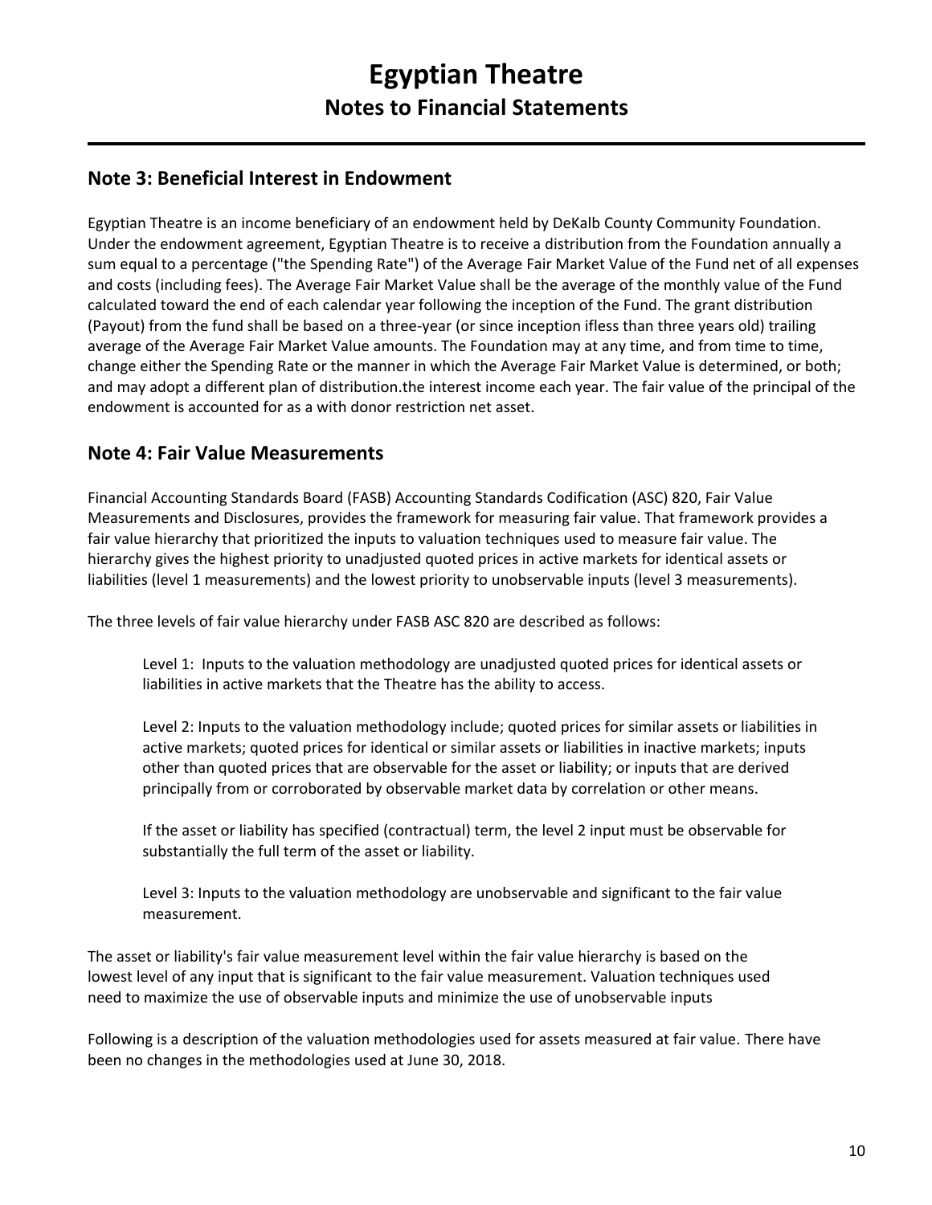# Egyptian Theatre

## Notes to Financial Statements

## Note 3: Beneficial Interest in Endowment

Egyptian Theatre is an income beneficiary of an endowment held by DeKalb County Community Foundation. Under the endowment agreement, Egyptian Theatre is to receive a distribution from the Foundation annually a sum equal to a percentage ("the Spending Rate") of the Average Fair Market Value of the Fund net of all expenses and costs (including fees). The Average Fair Market Value shall be the average of the monthly value of the Fund calculated toward the end of each calendar year following the inception of the Fund. The grant distribution (Payout) from the fund shall be based on a three-year (or since inception ifless than three years old) trailing average of the Average Fair Market Value amounts. The Foundation may at any time, and from time to time, change either the Spending Rate or the manner in which the Average Fair Market Value is determined, or both; and may adopt a different plan of distribution.the interest income each year. The fair value of the principal of the endowment is accounted for as a with donor restriction net asset.

## Note 4: Fair Value Measurements

Financial Accounting Standards Board (FASB) Accounting Standards Codification (ASC) 820, Fair Value Measurements and Disclosures, provides the framework for measuring fair value. That framework provides a fair value hierarchy that prioritized the inputs to valuation techniques used to measure fair value. The hierarchy gives the highest priority to unadjusted quoted prices in active markets for identical assets or liabilities (level 1 measurements) and the lowest priority to unobservable inputs (level 3 measurements).

The three levels of fair value hierarchy under FASB ASC 820 are described as follows:

> Level 1: Inputs to the valuation methodology are unadjusted quoted prices for identical assets or liabilities in active markets that the Theatre has the ability to access.
>
> Level 2: Inputs to the valuation methodology include; quoted prices for similar assets or liabilities in active markets; quoted prices for identical or similar assets or liabilities in inactive markets; inputs other than quoted prices that are observable for the asset or liability; or inputs that are derived principally from or corroborated by observable market data by correlation or other means.
>
> If the asset or liability has specified (contractual) term, the level 2 input must be observable for substantially the full term of the asset or liability.
>
> Level 3: Inputs to the valuation methodology are unobservable and significant to the fair value measurement.

The asset or liability's fair value measurement level within the fair value hierarchy is based on the lowest level of any input that is significant to the fair value measurement. Valuation techniques used need to maximize the use of observable inputs and minimize the use of unobservable inputs

Following is a description of the valuation methodologies used for assets measured at fair value. There have been no changes in the methodologies used at June 30, 2018.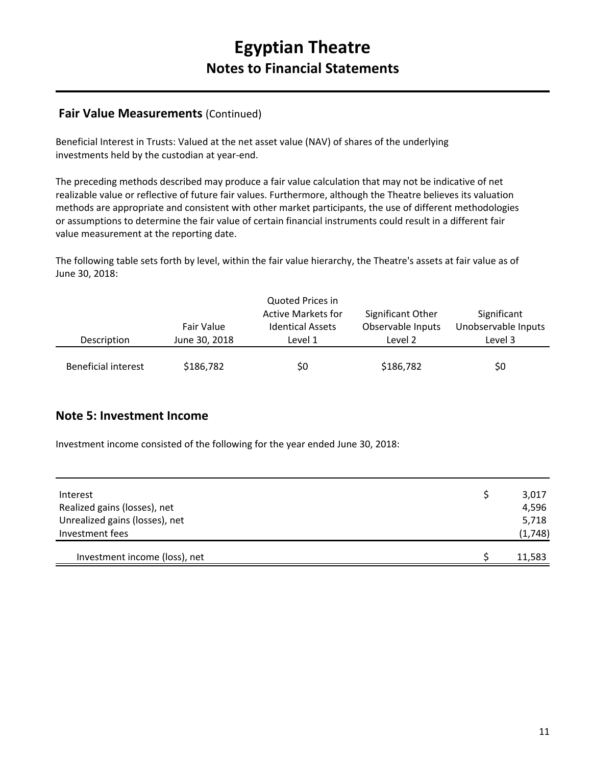# Egyptian Theatre
## Notes to Financial Statements

### **Fair Value Measurements** (Continued)

Beneficial Interest in Trusts: Valued at the net asset value (NAV) of shares of the underlying investments held by the custodian at year-end.

The preceding methods described may produce a fair value calculation that may not be indicative of net realizable value or reflective of future fair values. Furthermore, although the Theatre believes its valuation methods are appropriate and consistent with other market participants, the use of different methodologies or assumptions to determine the fair value of certain financial instruments could result in a different fair value measurement at the reporting date.

The following table sets forth by level, within the fair value hierarchy, the Theatre's assets at fair value as of June 30, 2018:

| Description | Fair Value June 30, 2018 | Quoted Prices in Active Markets for Identical Assets Level 1 | Significant Other Observable Inputs Level 2 | Significant Unobservable Inputs Level 3 |
|---|---|---|---|---|
| Beneficial interest | \$186,782 | \$0 | \$186,782 | \$0 |

## Note 5: Investment Income

Investment income consisted of the following for the year ended June 30, 2018:

| | |
|---|---|
| Interest | \$ 3,017 |
| Realized gains (losses), net | 4,596 |
| Unrealized gains (losses), net | 5,718 |
| Investment fees | (1,748) |
| Investment income (loss), net | \$ 11,583 |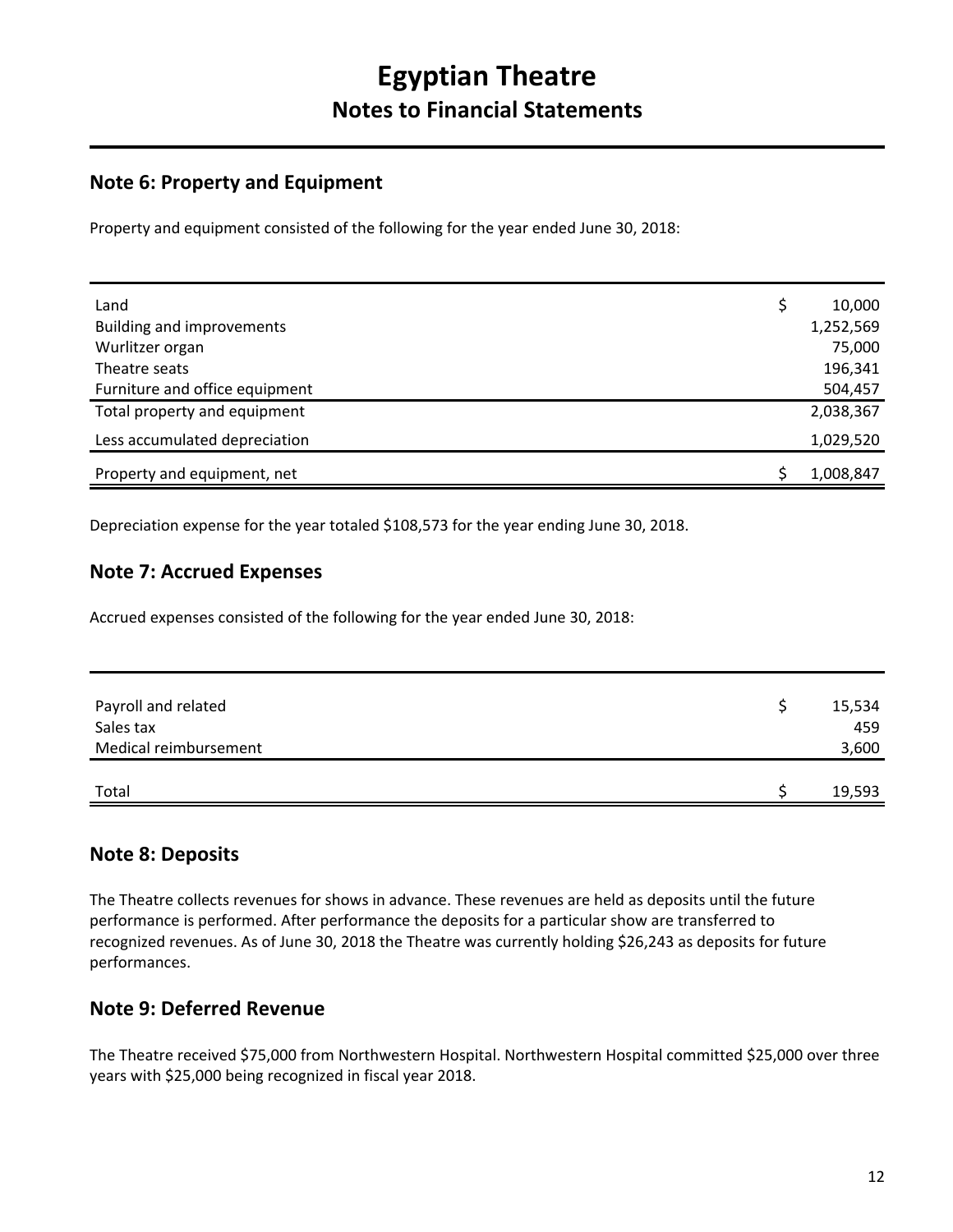# Egyptian Theatre

## Notes to Financial Statements

### Note 6: Property and Equipment

Property and equipment consisted of the following for the year ended June 30, 2018:

| | |
|---|---|
| Land | $ 10,000 |
| Building and improvements | 1,252,569 |
| Wurlitzer organ | 75,000 |
| Theatre seats | 196,341 |
| Furniture and office equipment | 504,457 |
| Total property and equipment | 2,038,367 |
| Less accumulated depreciation | 1,029,520 |
| Property and equipment, net | $ 1,008,847 |

Depreciation expense for the year totaled $108,573 for the year ending June 30, 2018.

### Note 7: Accrued Expenses

Accrued expenses consisted of the following for the year ended June 30, 2018:

| | |
|---|---|
| Payroll and related | $ 15,534 |
| Sales tax | 459 |
| Medical reimbursement | 3,600 |
| Total | $ 19,593 |

### Note 8: Deposits

The Theatre collects revenues for shows in advance. These revenues are held as deposits until the future performance is performed. After performance the deposits for a particular show are transferred to recognized revenues. As of June 30, 2018 the Theatre was currently holding $26,243 as deposits for future performances.

### Note 9: Deferred Revenue

The Theatre received $75,000 from Northwestern Hospital. Northwestern Hospital committed $25,000 over three years with $25,000 being recognized in fiscal year 2018.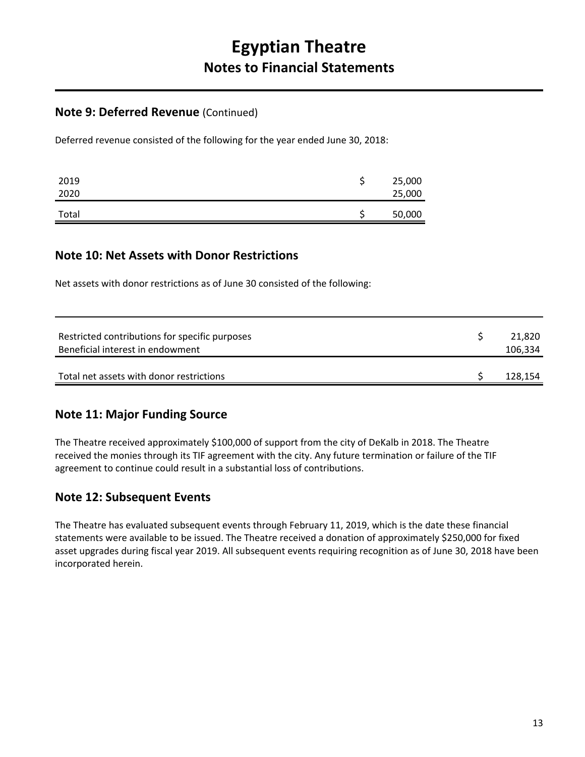## Note 9: Deferred Revenue (Continued)

Deferred revenue consisted of the following for the year ended June 30, 2018:

| | | |
|---|---|---|
| 2019 | $ | 25,000 |
| 2020 | | 25,000 |
| Total | $ | 50,000 |

## Note 10: Net Assets with Donor Restrictions

Net assets with donor restrictions as of June 30 consisted of the following:

| | | |
|---|---|---|
| Restricted contributions for specific purposes | $ | 21,820 |
| Beneficial interest in endowment | | 106,334 |
| Total net assets with donor restrictions | $ | 128,154 |

## Note 11: Major Funding Source

The Theatre received approximately $100,000 of support from the city of DeKalb in 2018. The Theatre received the monies through its TIF agreement with the city. Any future termination or failure of the TIF agreement to continue could result in a substantial loss of contributions.

## Note 12: Subsequent Events

The Theatre has evaluated subsequent events through February 11, 2019, which is the date these financial statements were available to be issued. The Theatre received a donation of approximately $250,000 for fixed asset upgrades during fiscal year 2019. All subsequent events requiring recognition as of June 30, 2018 have been incorporated herein.